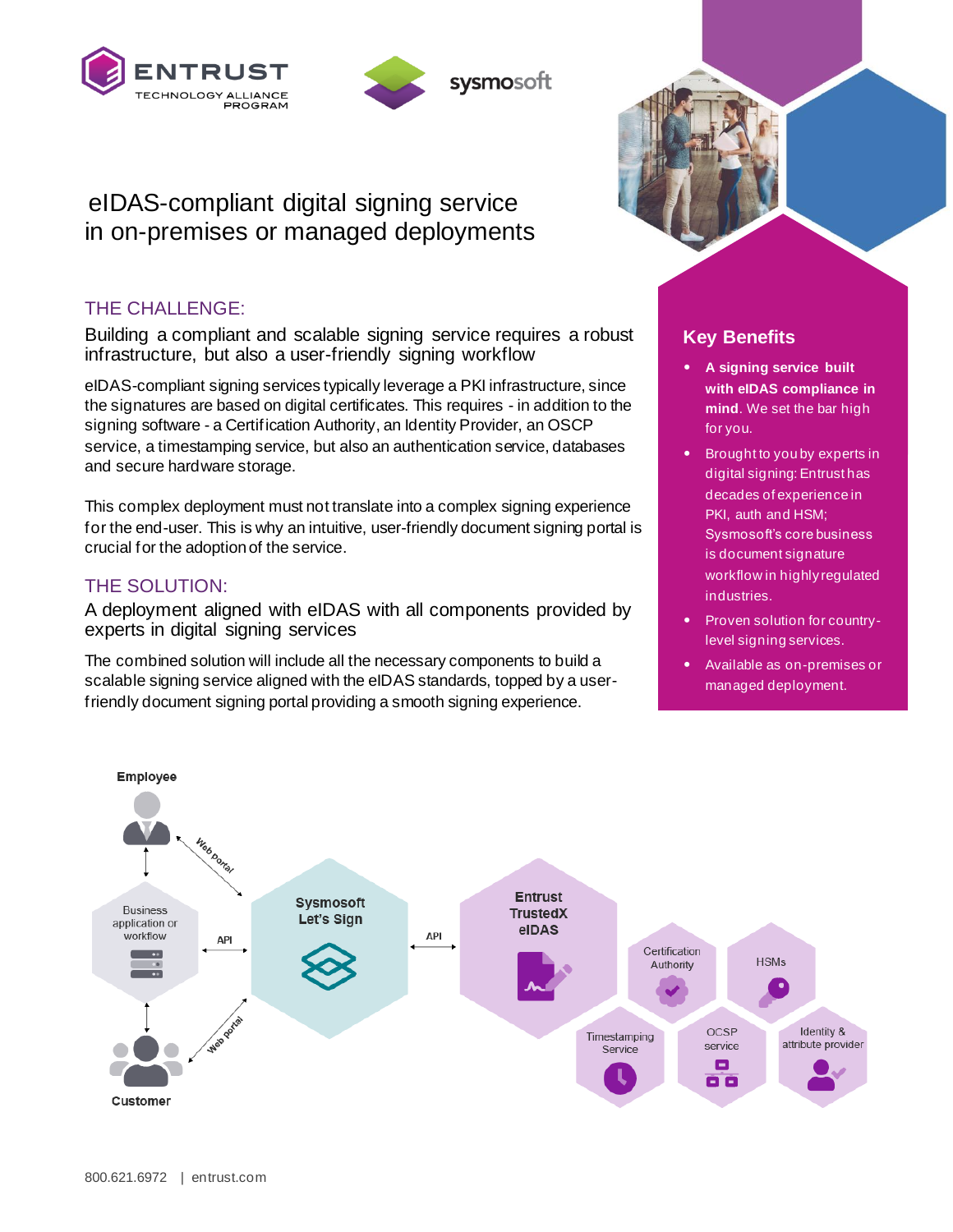ENTRUST TECHNOLOGY ALLIANCE PROGRAM

sysmosoft

# eIDAS-compliant digital signing service in on-premises or managed deployments

## THE CHALLENGE:

### Building a compliant and scalable signing service requires a robust infrastructure, but also a user-friendly signing workflow

eIDAS-compliant signing services typically leverage a PKI infrastructure, since the signatures are based on digital certificates. This requires - in addition to the signing software - a Certification Authority, an Identity Provider, an OSCP service, a timestamping service, but also an authentication service, databases and secure hardware storage.

This complex deployment must not translate into a complex signing experience for the end-user. This is why an intuitive, user-friendly document signing portal is crucial for the adoption of the service.

## THE SOLUTION:

### A deployment aligned with eIDAS with all components provided by experts in digital signing services

The combined solution will include all the necessary components to build a scalable signing service aligned with the eIDAS standards, topped by a user-friendly document signing portal providing a smooth signing experience.

## Key Benefits

- **A signing service built with eIDAS compliance in mind**. We set the bar high for you.
- Brought to you by experts in digital signing: Entrust has decades of experience in PKI, auth and HSM; Sysmosoft's core business is document signature workflow in highly regulated industries.
- Proven solution for country-level signing services.
- Available as on-premises or managed deployment.

Employee

Web Portal

Business application or workflow

API

Sysmosoft Let's Sign

API

Entrust TrustedX eIDAS

Certification Authority

HSMs

Timestamping Service

OCSP service

Identity & attribute provider

Web portal

Customer

800.621.6972 | entrust.com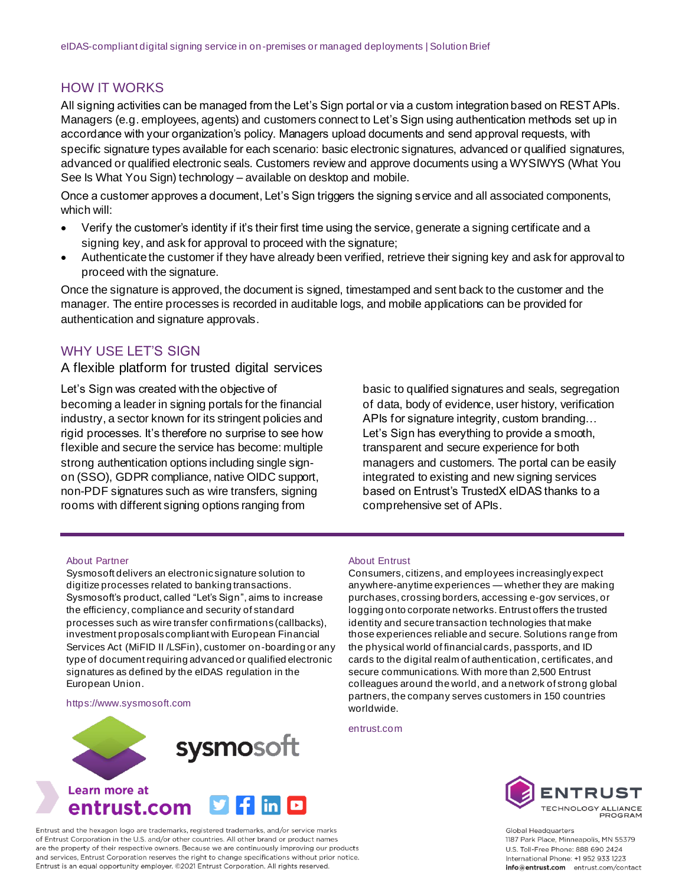## HOW IT WORKS

All signing activities can be managed from the Let's Sign portal or via a custom integration based on REST APIs. Managers (e.g. employees, agents) and customers connect to Let's Sign using authentication methods set up in accordance with your organization's policy. Managers upload documents and send approval requests, with specific signature types available for each scenario: basic electronic signatures, advanced or qualified signatures, advanced or qualified electronic seals. Customers review and approve documents using a WYSIWYS (What You See Is What You Sign) technology – available on desktop and mobile.

Once a customer approves a document, Let's Sign triggers the signing service and all associated components, which will:

- Verify the customer's identity if it's their first time using the service, generate a signing certificate and a signing key, and ask for approval to proceed with the signature;
- Authenticate the customer if they have already been verified, retrieve their signing key and ask for approval to proceed with the signature.

Once the signature is approved, the document is signed, timestamped and sent back to the customer and the manager. The entire processes is recorded in auditable logs, and mobile applications can be provided for authentication and signature approvals.

## WHY USE LET'S SIGN

### A flexible platform for trusted digital services

Let's Sign was created with the objective of becoming a leader in signing portals for the financial industry, a sector known for its stringent policies and rigid processes. It's therefore no surprise to see how flexible and secure the service has become: multiple strong authentication options including single sign-on (SSO), GDPR compliance, native OIDC support, non-PDF signatures such as wire transfers, signing rooms with different signing options ranging from basic to qualified signatures and seals, segregation of data, body of evidence, user history, verification APIs for signature integrity, custom branding… Let's Sign has everything to provide a smooth, transparent and secure experience for both managers and customers. The portal can be easily integrated to existing and new signing services based on Entrust's TrustedX eIDAS thanks to a comprehensive set of APIs.

---

#### About Partner

Sysmosoft delivers an electronic signature solution to digitize processes related to banking transactions. Sysmosoft's product, called "Let's Sign", aims to increase the efficiency, compliance and security of standard processes such as wire transfer confirmations (callbacks), investment proposals compliant with European Financial Services Act (MiFID II /LSFin), customer on-boarding or any type of document requiring advanced or qualified electronic signatures as defined by the eIDAS regulation in the European Union.

https://www.sysmosoft.com

sysmosoft

#### About Entrust

Consumers, citizens, and employees increasingly expect anywhere-anytime experiences — whether they are making purchases, crossing borders, accessing e-gov services, or logging onto corporate networks. Entrust offers the trusted identity and secure transaction technologies that make those experiences reliable and secure. Solutions range from the physical world of financial cards, passports, and ID cards to the digital realm of authentication, certificates, and secure communications. With more than 2,500 Entrust colleagues around the world, and a network of strong global partners, the company serves customers in 150 countries worldwide.

entrust.com

Learn more at **entrust.com**

ENTRUST TECHNOLOGY ALLIANCE PROGRAM

Entrust and the hexagon logo are trademarks, registered trademarks, and/or service marks of Entrust Corporation in the U.S. and/or other countries. All other brand or product names are the property of their respective owners. Because we are continuously improving our products and services, Entrust Corporation reserves the right to change specifications without prior notice. Entrust is an equal opportunity employer. ©2021 Entrust Corporation. All rights reserved.

Global Headquarters
1187 Park Place, Minneapolis, MN 55379
U.S. Toll-Free Phone: 888 690 2424
International Phone: +1 952 933 1223
**info@entrust.com** entrust.com/contact